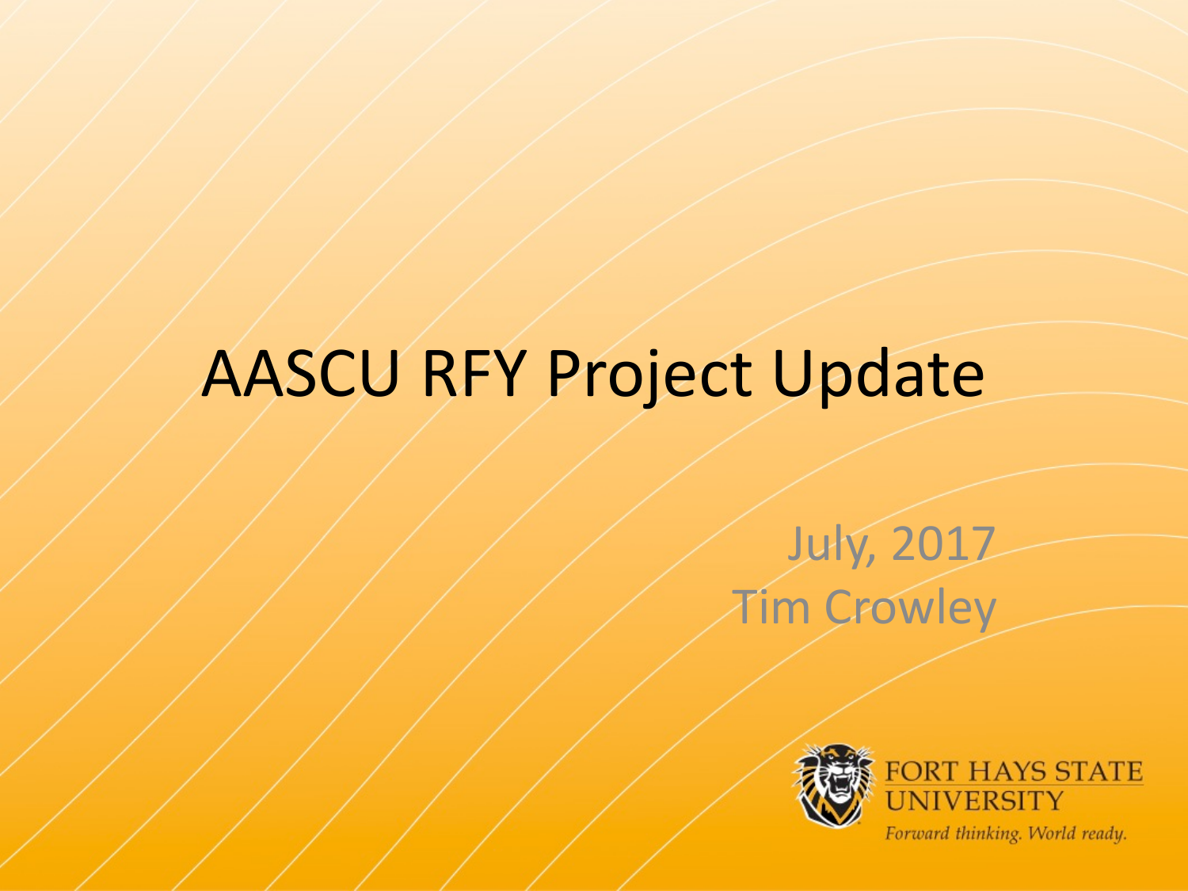# AASCU RFY Project Update

July, 2017

Tim Crowley

FORT HAYS STATE UNIVERSITY

*Forward thinking. World ready.*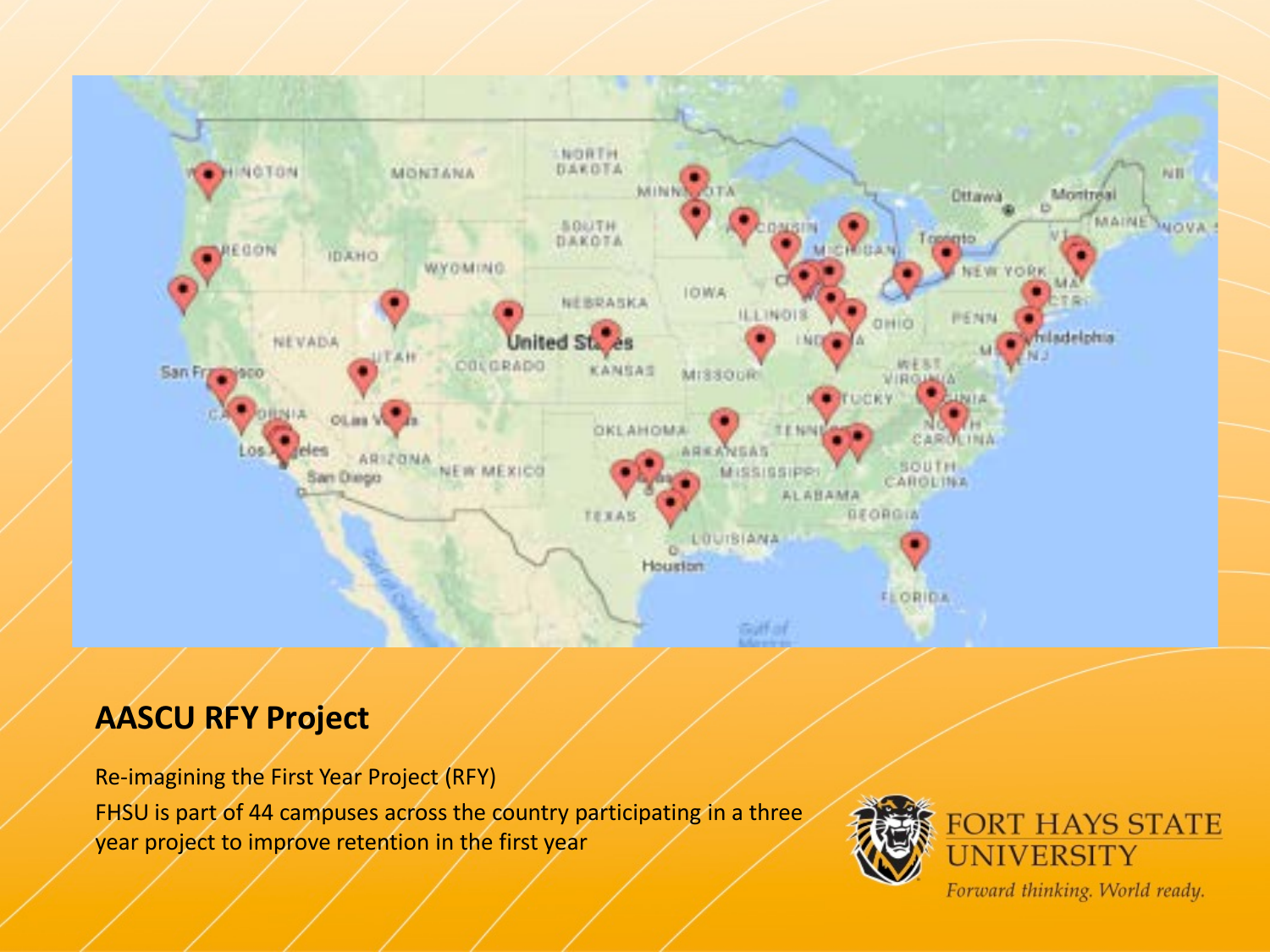## AASCU RFY Project

Re-imagining the First Year Project (RFY)

FHSU is part of 44 campuses across the country participating in a three year project to improve retention in the first year

FORT HAYS STATE UNIVERSITY

*Forward thinking. World ready.*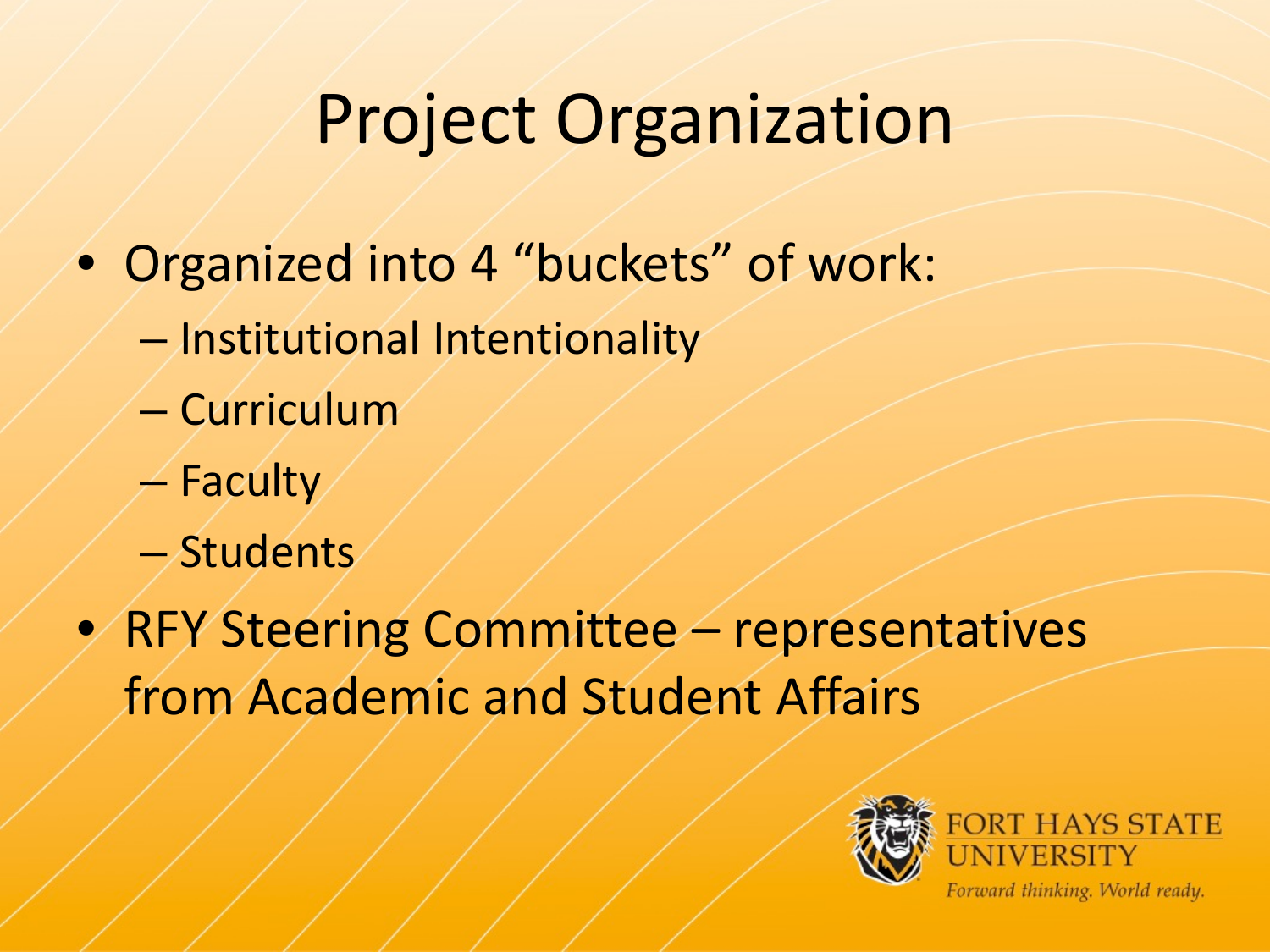# Project Organization

- Organized into 4 "buckets" of work:
  - Institutional Intentionality
  - Curriculum
  - Faculty
  - Students
- RFY Steering Committee – representatives from Academic and Student Affairs

FORT HAYS STATE UNIVERSITY

*Forward thinking. World ready.*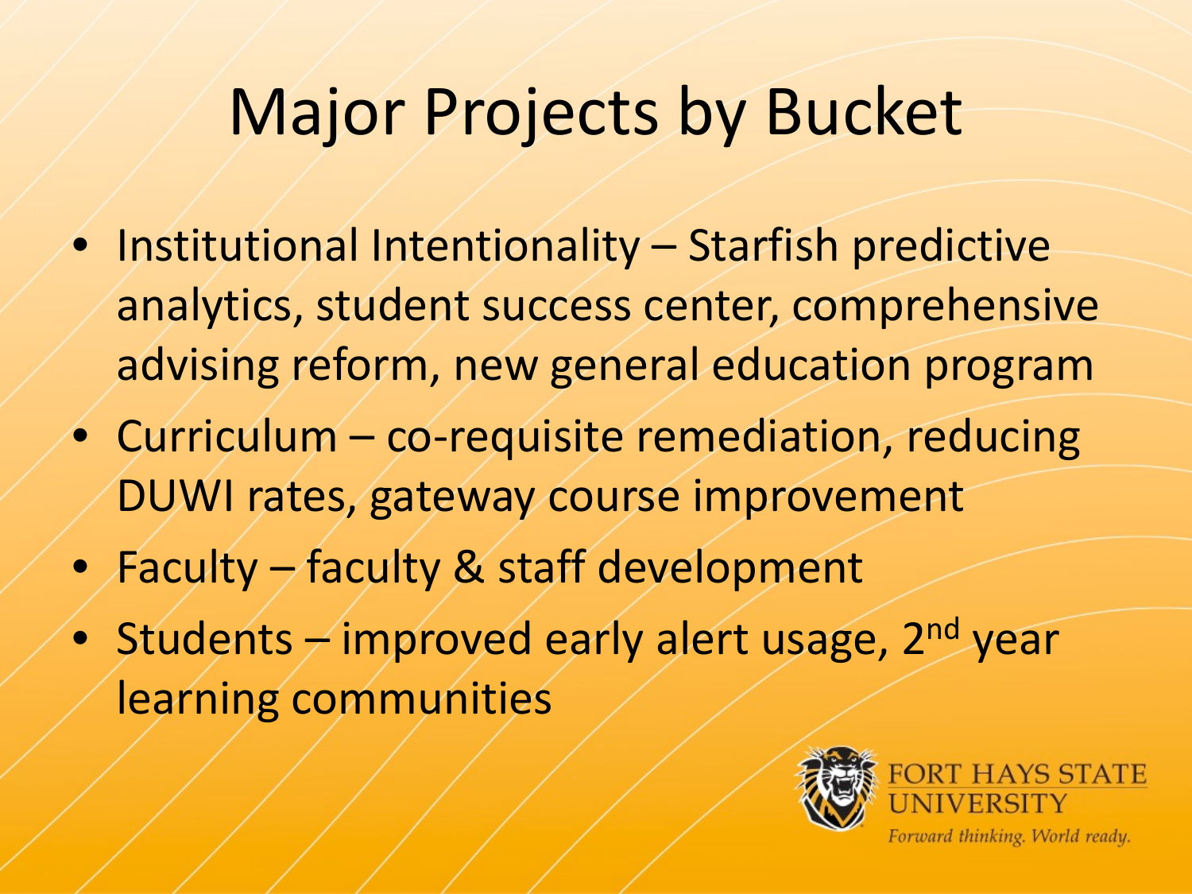# Major Projects by Bucket

- Institutional Intentionality – Starfish predictive analytics, student success center, comprehensive advising reform, new general education program
- Curriculum – co-requisite remediation, reducing DUWI rates, gateway course improvement
- Faculty – faculty & staff development
- Students – improved early alert usage, 2nd year learning communities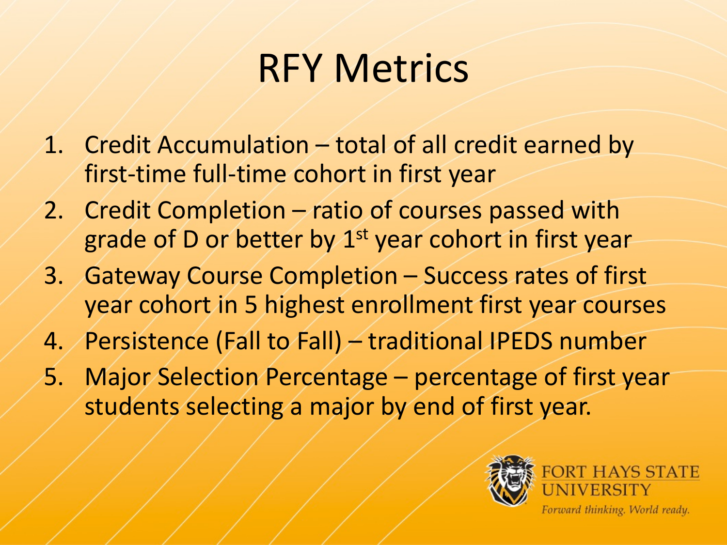# RFY Metrics

1. Credit Accumulation – total of all credit earned by first-time full-time cohort in first year
2. Credit Completion – ratio of courses passed with grade of D or better by 1st year cohort in first year
3. Gateway Course Completion – Success rates of first year cohort in 5 highest enrollment first year courses
4. Persistence (Fall to Fall) – traditional IPEDS number
5. Major Selection Percentage – percentage of first year students selecting a major by end of first year.

FORT HAYS STATE UNIVERSITY

*Forward thinking. World ready.*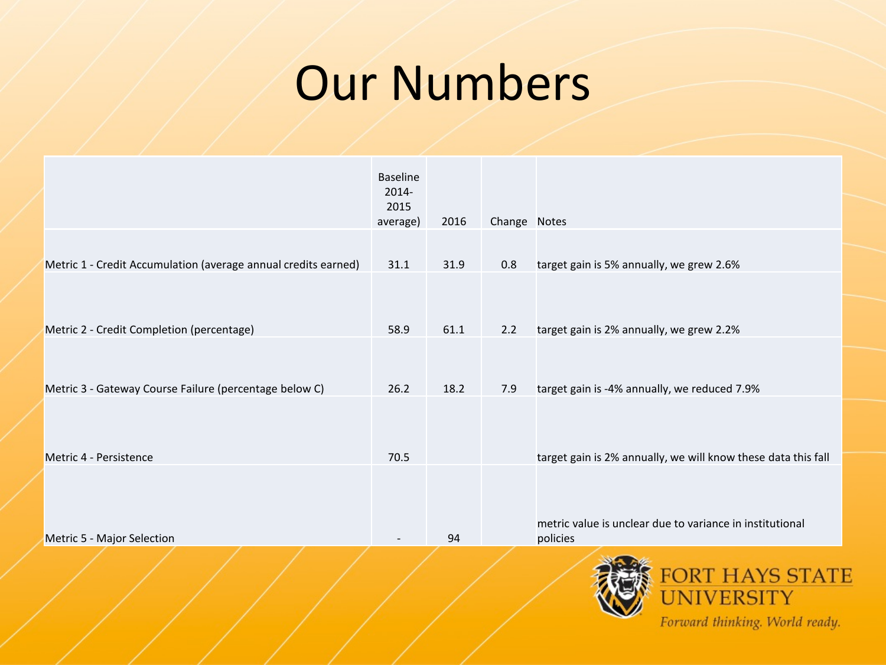# Our Numbers

| | Baseline 2014-2015 average) | 2016 | Change | Notes |
|---|---|---|---|---|
| Metric 1 - Credit Accumulation (average annual credits earned) | 31.1 | 31.9 | 0.8 | target gain is 5% annually, we grew 2.6% |
| Metric 2 - Credit Completion (percentage) | 58.9 | 61.1 | 2.2 | target gain is 2% annually, we grew 2.2% |
| Metric 3 - Gateway Course Failure (percentage below C) | 26.2 | 18.2 | 7.9 | target gain is -4% annually, we reduced 7.9% |
| Metric 4 - Persistence | 70.5 | | | target gain is 2% annually, we will know these data this fall |
| Metric 5 - Major Selection | - | 94 | | metric value is unclear due to variance in institutional policies |

FORT HAYS STATE UNIVERSITY

*Forward thinking. World ready.*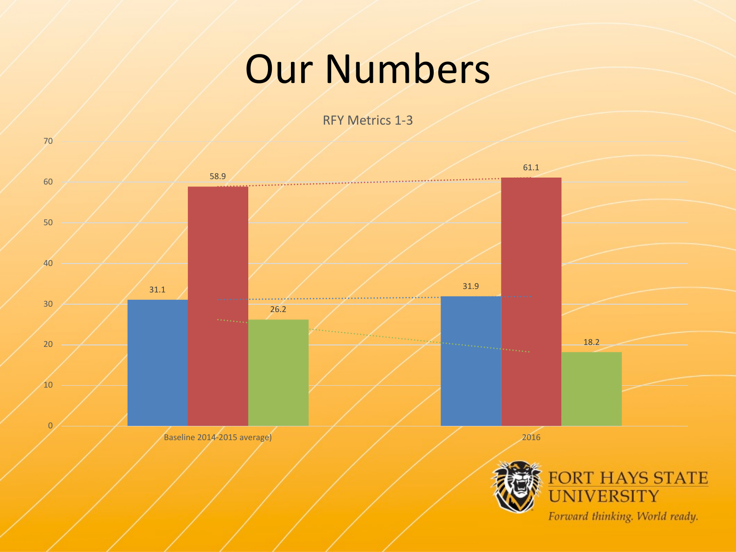# Our Numbers

RFY Metrics 1-3

| | | | |
|---|---|---|---|
| Baseline 2014-2015 average) | 31.1 | 58.9 | 26.2 |
| 2016 | 31.9 | 61.1 | 18.2 |

FORT HAYS STATE UNIVERSITY

*Forward thinking. World ready.*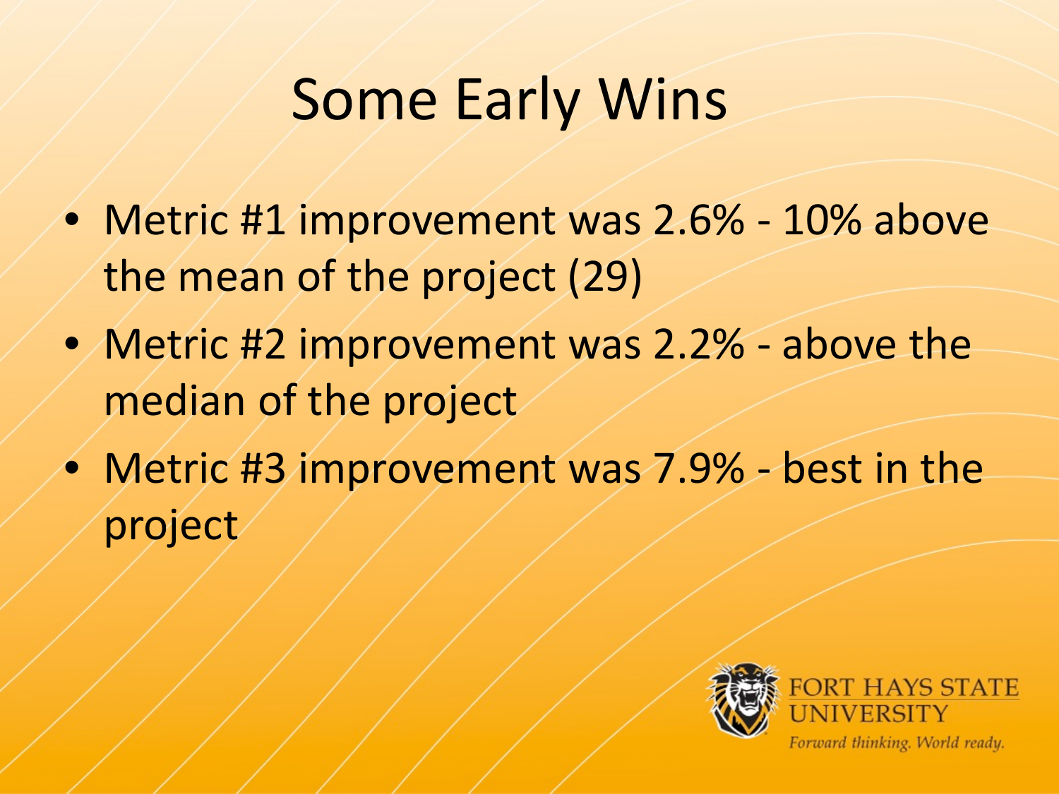# Some Early Wins

- Metric #1 improvement was 2.6% - 10% above the mean of the project (29)
- Metric #2 improvement was 2.2% - above the median of the project
- Metric #3 improvement was 7.9% - best in the project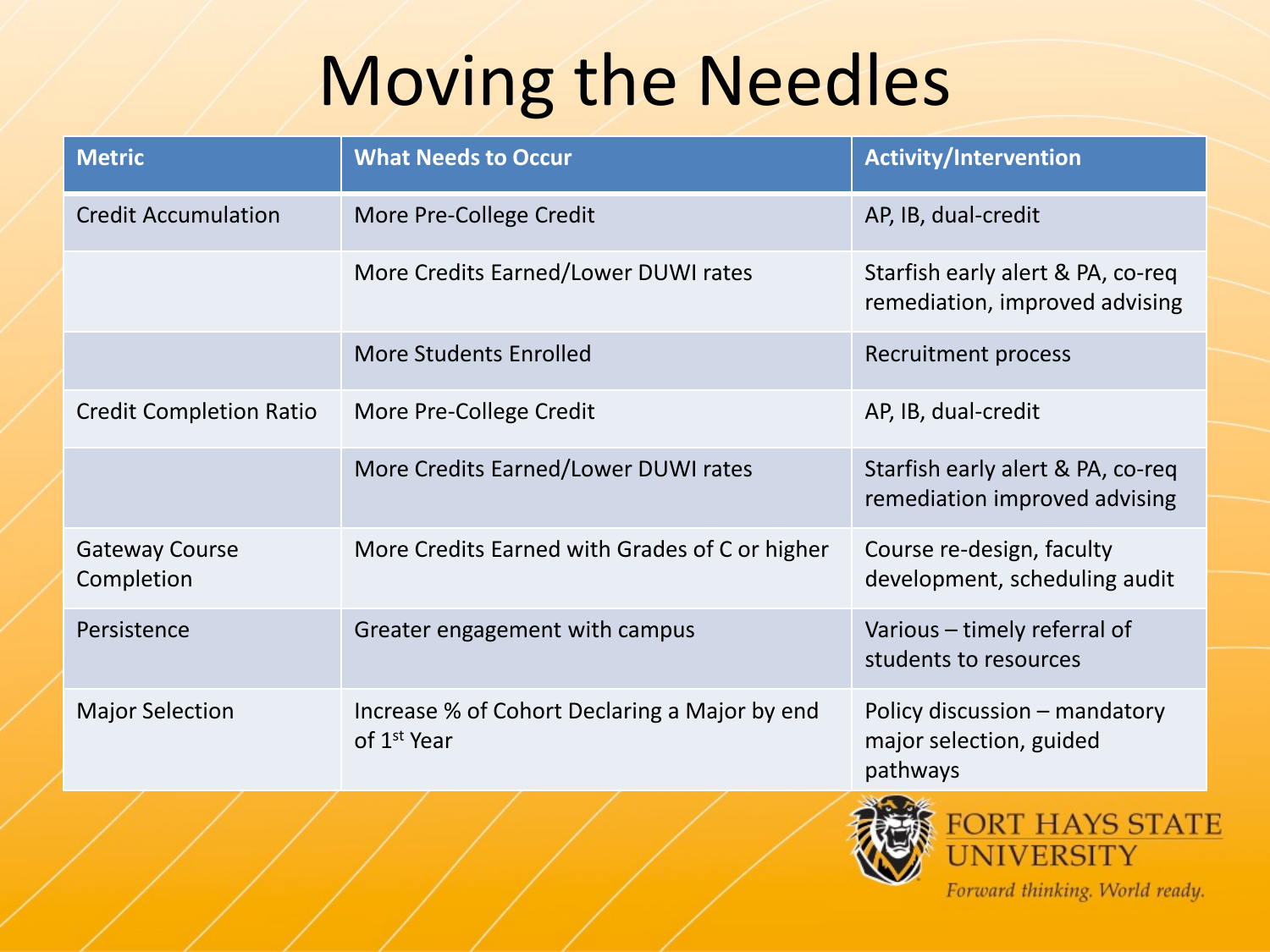# Moving the Needles

| Metric | What Needs to Occur | Activity/Intervention |
| --- | --- | --- |
| Credit Accumulation | More Pre-College Credit | AP, IB, dual-credit |
| | More Credits Earned/Lower DUWI rates | Starfish early alert & PA, co-req remediation, improved advising |
| | More Students Enrolled | Recruitment process |
| Credit Completion Ratio | More Pre-College Credit | AP, IB, dual-credit |
| | More Credits Earned/Lower DUWI rates | Starfish early alert & PA, co-req remediation improved advising |
| Gateway Course Completion | More Credits Earned with Grades of C or higher | Course re-design, faculty development, scheduling audit |
| Persistence | Greater engagement with campus | Various – timely referral of students to resources |
| Major Selection | Increase % of Cohort Declaring a Major by end of 1st Year | Policy discussion – mandatory major selection, guided pathways |

FORT HAYS STATE UNIVERSITY

*Forward thinking. World ready.*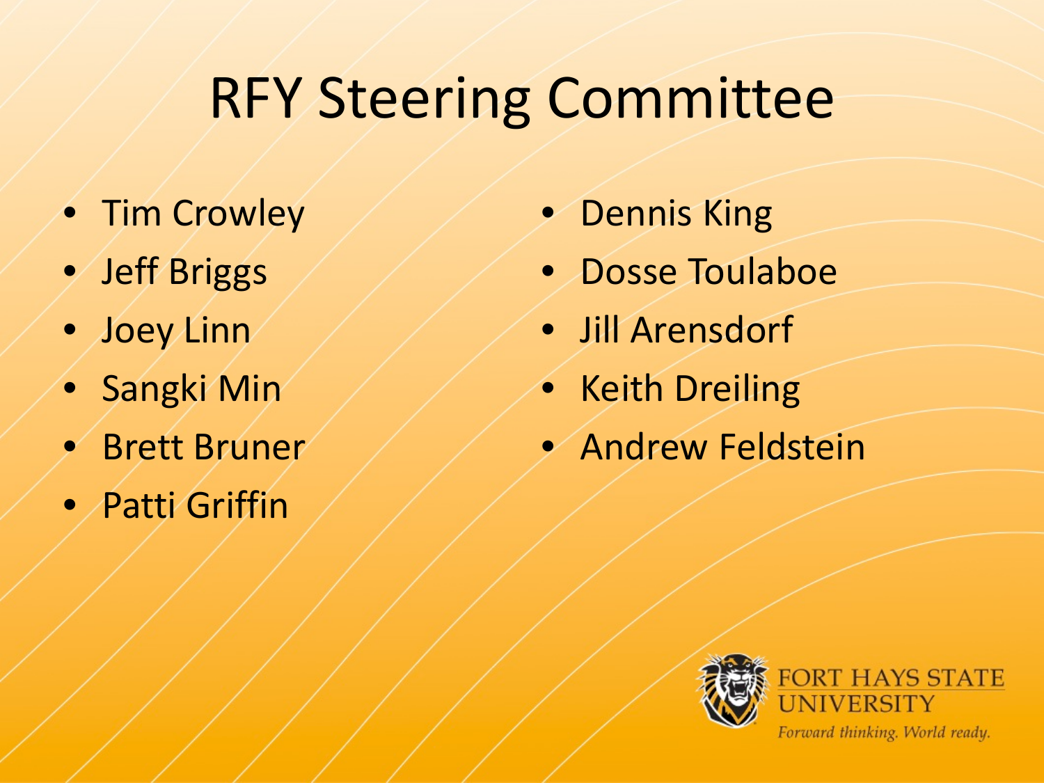# RFY Steering Committee

- Tim Crowley
- Jeff Briggs
- Joey Linn
- Sangki Min
- Brett Bruner
- Patti Griffin
- Dennis King
- Dosse Toulaboe
- Jill Arensdorf
- Keith Dreiling
- Andrew Feldstein

FORT HAYS STATE UNIVERSITY

*Forward thinking. World ready.*